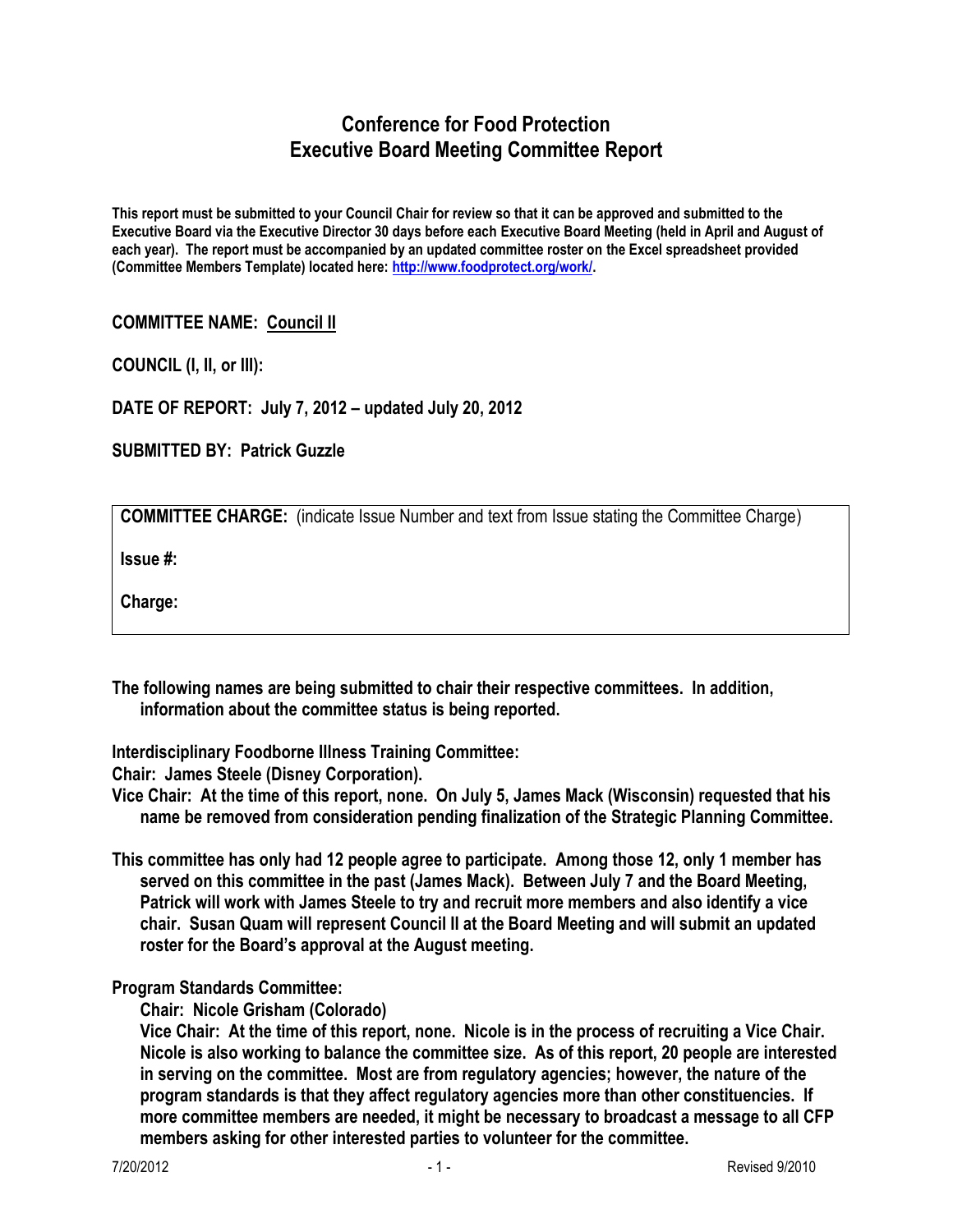# Conference for Food Protection
# Executive Board Meeting Committee Report

**This report must be submitted to your Council Chair for review so that it can be approved and submitted to the Executive Board via the Executive Director 30 days before each Executive Board Meeting (held in April and August of each year). The report must be accompanied by an updated committee roster on the Excel spreadsheet provided (Committee Members Template) located here: http://www.foodprotect.org/work/.**

**COMMITTEE NAME:** **Council II**

**COUNCIL (I, II, or III):**

**DATE OF REPORT: July 7, 2012 – updated July 20, 2012**

**SUBMITTED BY: Patrick Guzzle**

**COMMITTEE CHARGE:** (indicate Issue Number and text from Issue stating the Committee Charge)

**Issue #:**

**Charge:**

**The following names are being submitted to chair their respective committees. In addition, information about the committee status is being reported.**

**Interdisciplinary Foodborne Illness Training Committee:**

**Chair: James Steele (Disney Corporation).**

**Vice Chair: At the time of this report, none. On July 5, James Mack (Wisconsin) requested that his name be removed from consideration pending finalization of the Strategic Planning Committee.**

**This committee has only had 12 people agree to participate. Among those 12, only 1 member has served on this committee in the past (James Mack). Between July 7 and the Board Meeting, Patrick will work with James Steele to try and recruit more members and also identify a vice chair. Susan Quam will represent Council II at the Board Meeting and will submit an updated roster for the Board's approval at the August meeting.**

**Program Standards Committee:**

**Chair: Nicole Grisham (Colorado)**

**Vice Chair: At the time of this report, none. Nicole is in the process of recruiting a Vice Chair. Nicole is also working to balance the committee size. As of this report, 20 people are interested in serving on the committee. Most are from regulatory agencies; however, the nature of the program standards is that they affect regulatory agencies more than other constituencies. If more committee members are needed, it might be necessary to broadcast a message to all CFP members asking for other interested parties to volunteer for the committee.**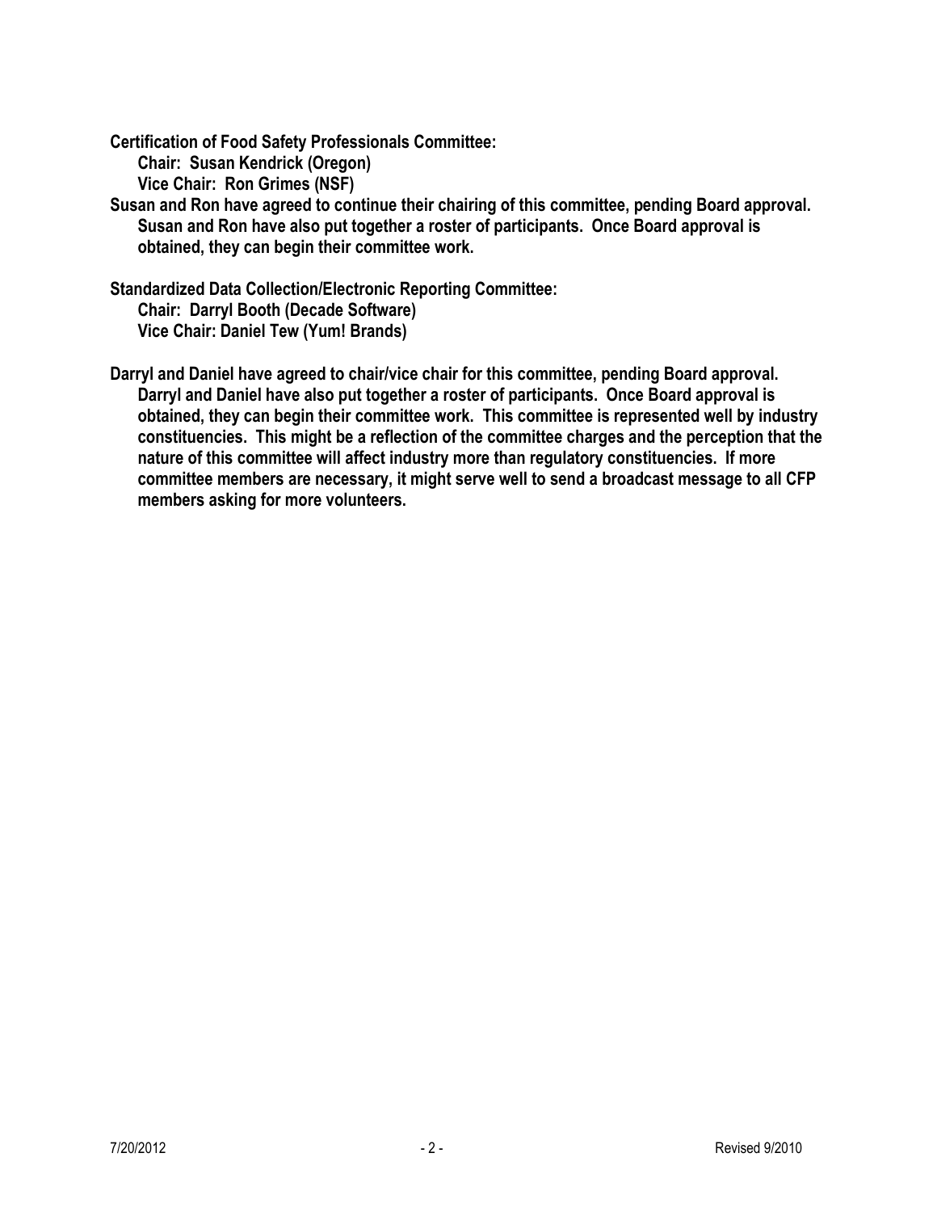**Certification of Food Safety Professionals Committee:**

**Chair: Susan Kendrick (Oregon)**

**Vice Chair: Ron Grimes (NSF)**

**Susan and Ron have agreed to continue their chairing of this committee, pending Board approval. Susan and Ron have also put together a roster of participants. Once Board approval is obtained, they can begin their committee work.**

**Standardized Data Collection/Electronic Reporting Committee:**

**Chair: Darryl Booth (Decade Software)**

**Vice Chair: Daniel Tew (Yum! Brands)**

**Darryl and Daniel have agreed to chair/vice chair for this committee, pending Board approval. Darryl and Daniel have also put together a roster of participants. Once Board approval is obtained, they can begin their committee work. This committee is represented well by industry constituencies. This might be a reflection of the committee charges and the perception that the nature of this committee will affect industry more than regulatory constituencies. If more committee members are necessary, it might serve well to send a broadcast message to all CFP members asking for more volunteers.**